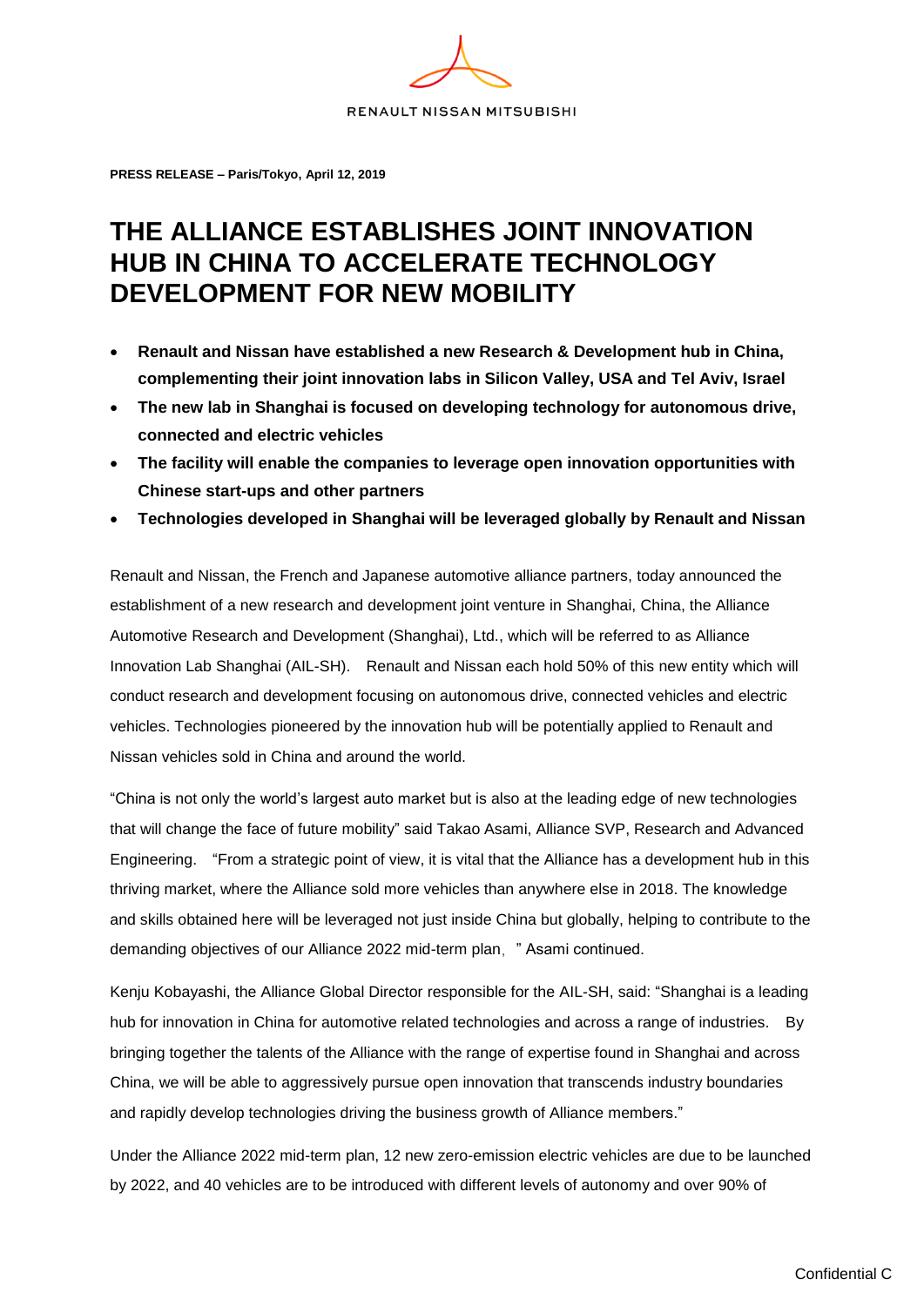RENAULT NISSAN MITSUBISHI

**PRESS RELEASE – Paris/Tokyo, April 12, 2019**

# THE ALLIANCE ESTABLISHES JOINT INNOVATION HUB IN CHINA TO ACCELERATE TECHNOLOGY DEVELOPMENT FOR NEW MOBILITY

- **Renault and Nissan have established a new Research & Development hub in China, complementing their joint innovation labs in Silicon Valley, USA and Tel Aviv, Israel**
- **The new lab in Shanghai is focused on developing technology for autonomous drive, connected and electric vehicles**
- **The facility will enable the companies to leverage open innovation opportunities with Chinese start-ups and other partners**
- **Technologies developed in Shanghai will be leveraged globally by Renault and Nissan**

Renault and Nissan, the French and Japanese automotive alliance partners, today announced the establishment of a new research and development joint venture in Shanghai, China, the Alliance Automotive Research and Development (Shanghai), Ltd., which will be referred to as Alliance Innovation Lab Shanghai (AIL-SH). Renault and Nissan each hold 50% of this new entity which will conduct research and development focusing on autonomous drive, connected vehicles and electric vehicles. Technologies pioneered by the innovation hub will be potentially applied to Renault and Nissan vehicles sold in China and around the world.

"China is not only the world's largest auto market but is also at the leading edge of new technologies that will change the face of future mobility" said Takao Asami, Alliance SVP, Research and Advanced Engineering. "From a strategic point of view, it is vital that the Alliance has a development hub in this thriving market, where the Alliance sold more vehicles than anywhere else in 2018. The knowledge and skills obtained here will be leveraged not just inside China but globally, helping to contribute to the demanding objectives of our Alliance 2022 mid-term plan，" Asami continued.

Kenju Kobayashi, the Alliance Global Director responsible for the AIL-SH, said: "Shanghai is a leading hub for innovation in China for automotive related technologies and across a range of industries. By bringing together the talents of the Alliance with the range of expertise found in Shanghai and across China, we will be able to aggressively pursue open innovation that transcends industry boundaries and rapidly develop technologies driving the business growth of Alliance members."

Under the Alliance 2022 mid-term plan, 12 new zero-emission electric vehicles are due to be launched by 2022, and 40 vehicles are to be introduced with different levels of autonomy and over 90% of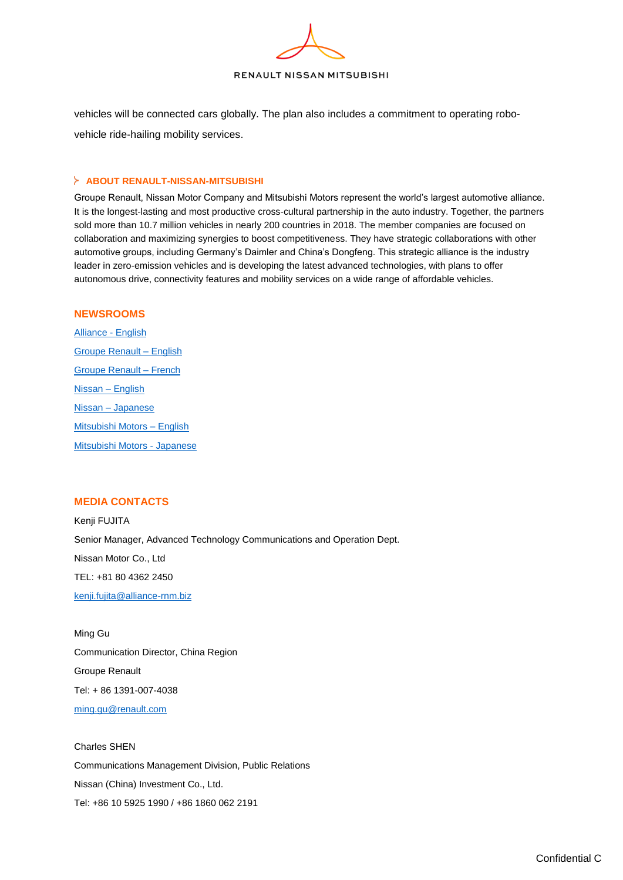vehicles will be connected cars globally. The plan also includes a commitment to operating robo-vehicle ride-hailing mobility services.

## ABOUT RENAULT-NISSAN-MITSUBISHI

Groupe Renault, Nissan Motor Company and Mitsubishi Motors represent the world's largest automotive alliance. It is the longest-lasting and most productive cross-cultural partnership in the auto industry. Together, the partners sold more than 10.7 million vehicles in nearly 200 countries in 2018. The member companies are focused on collaboration and maximizing synergies to boost competitiveness. They have strategic collaborations with other automotive groups, including Germany's Daimler and China's Dongfeng. This strategic alliance is the industry leader in zero-emission vehicles and is developing the latest advanced technologies, with plans to offer autonomous drive, connectivity features and mobility services on a wide range of affordable vehicles.

## NEWSROOMS

Alliance - English

Groupe Renault – English

Groupe Renault – French

Nissan – English

Nissan – Japanese

Mitsubishi Motors – English

Mitsubishi Motors - Japanese

## MEDIA CONTACTS

Kenji FUJITA

Senior Manager, Advanced Technology Communications and Operation Dept.

Nissan Motor Co., Ltd

TEL: +81 80 4362 2450

kenji.fujita@alliance-rnm.biz

Ming Gu

Communication Director, China Region

Groupe Renault

Tel: + 86 1391-007-4038

ming.gu@renault.com

Charles SHEN

Communications Management Division, Public Relations

Nissan (China) Investment Co., Ltd.

Tel: +86 10 5925 1990 / +86 1860 062 2191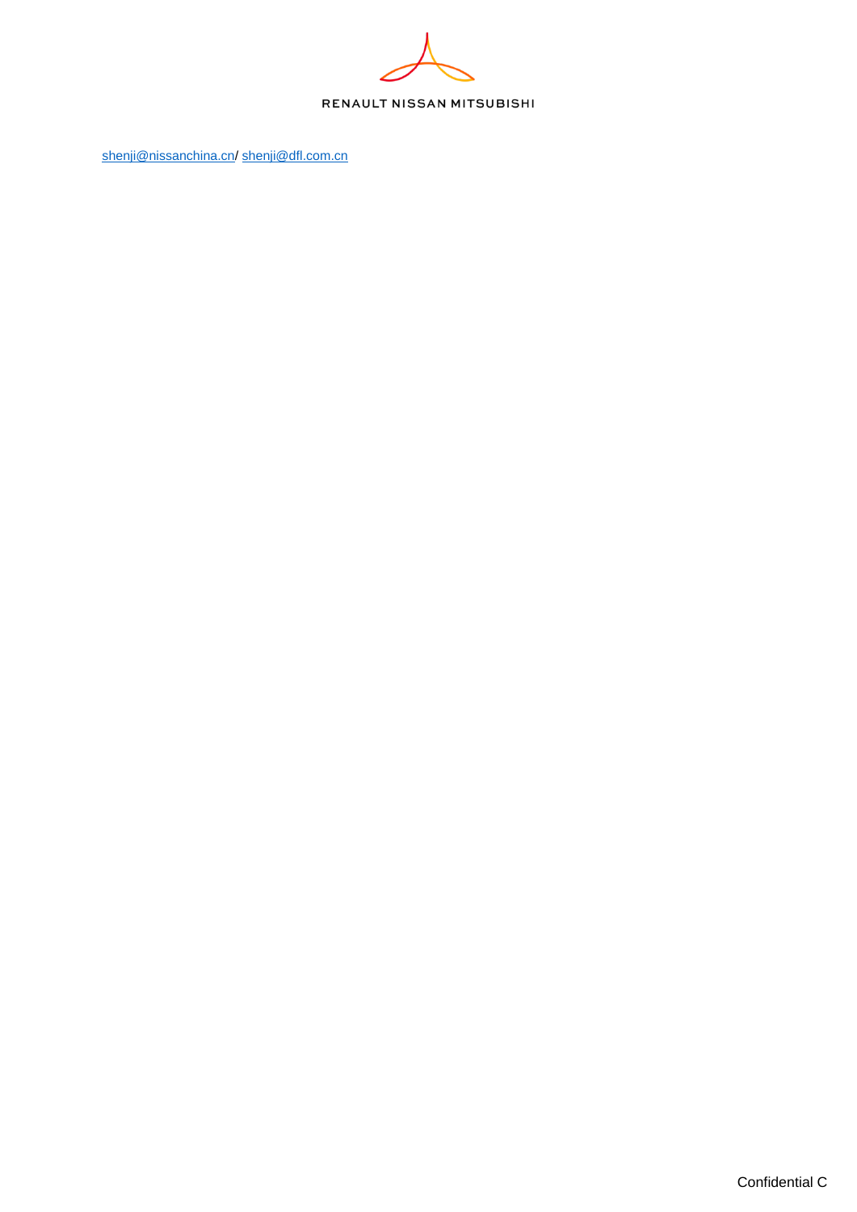shenji@nissanchina.cn/ shenji@dfl.com.cn